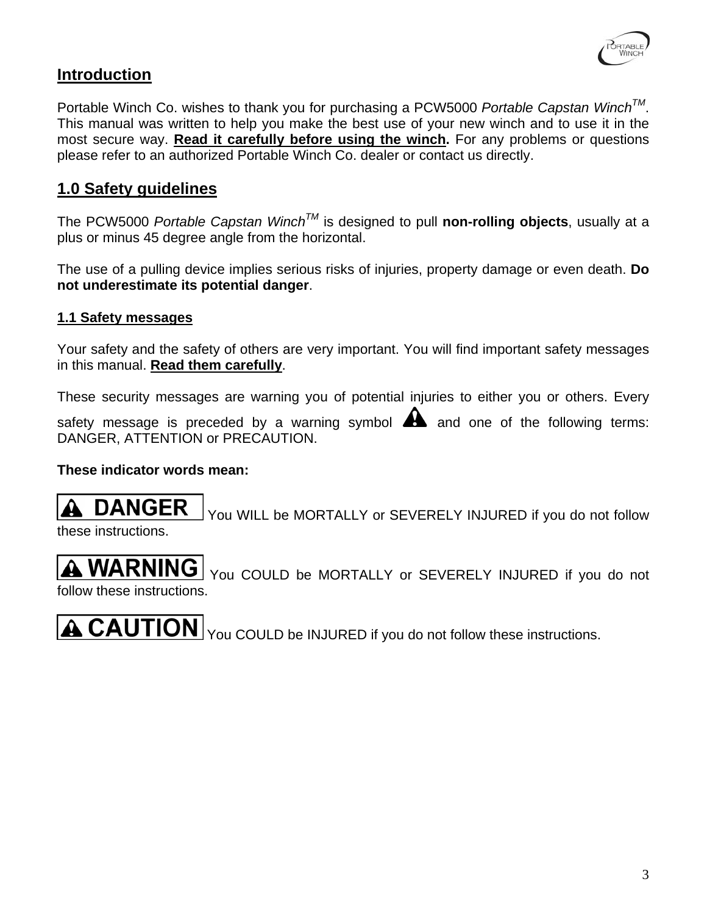## Introduction

Portable Winch Co. wishes to thank you for purchasing a PCW5000 *Portable Capstan Winch*TM. This manual was written to help you make the best use of your new winch and to use it in the most secure way. **Read it carefully before using the winch.** For any problems or questions please refer to an authorized Portable Winch Co. dealer or contact us directly.

## 1.0 Safety guidelines

The PCW5000 *Portable Capstan Winch*TM is designed to pull **non-rolling objects**, usually at a plus or minus 45 degree angle from the horizontal.

The use of a pulling device implies serious risks of injuries, property damage or even death. **Do not underestimate its potential danger**.

### 1.1 Safety messages

Your safety and the safety of others are very important. You will find important safety messages in this manual. **Read them carefully**.

These security messages are warning you of potential injuries to either you or others. Every safety message is preceded by a warning symbol ⚠ and one of the following terms: DANGER, ATTENTION or PRECAUTION.

**These indicator words mean:**

**⚠ DANGER** You WILL be MORTALLY or SEVERELY INJURED if you do not follow these instructions.

**⚠ WARNING** You COULD be MORTALLY or SEVERELY INJURED if you do not follow these instructions.

**⚠ CAUTION** You COULD be INJURED if you do not follow these instructions.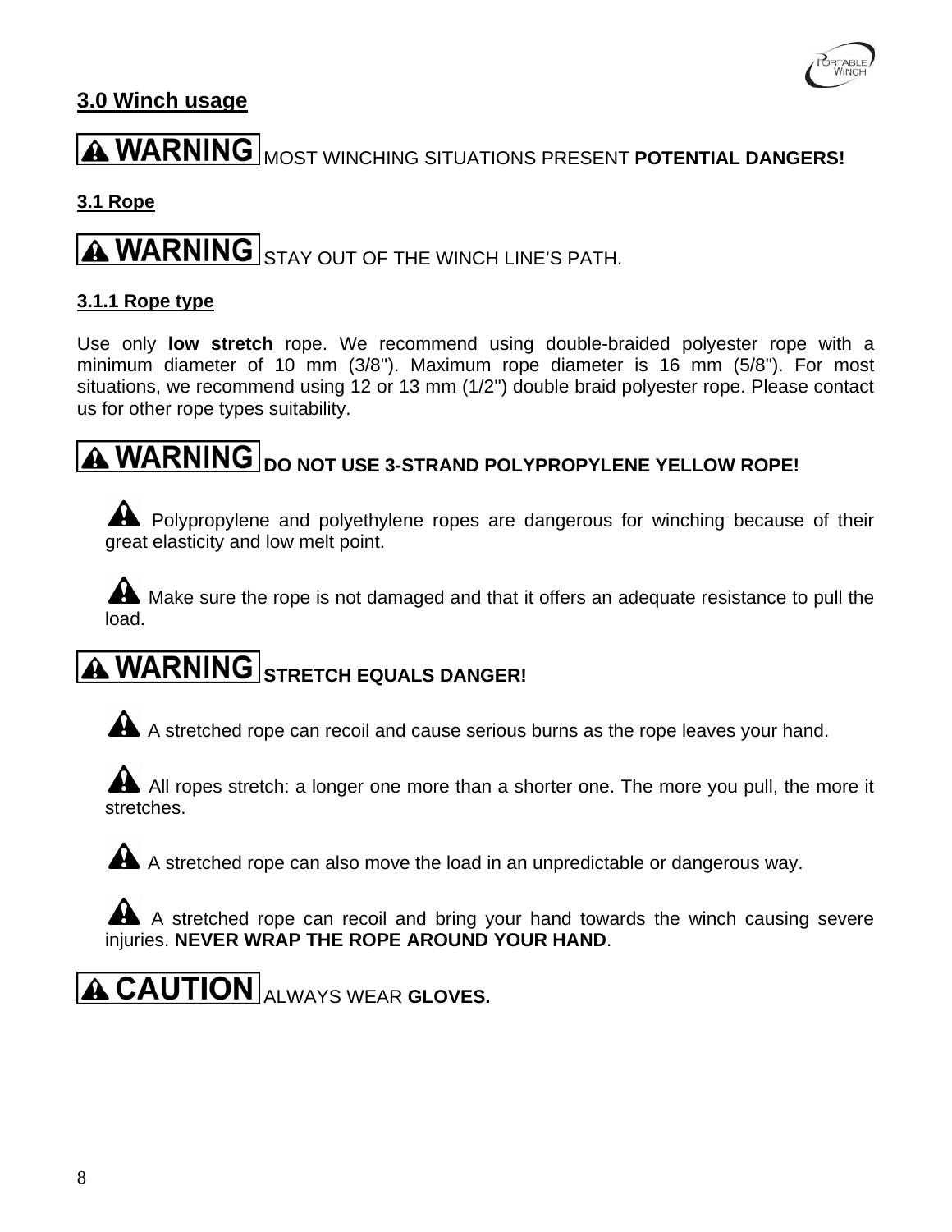## 3.0 Winch usage

**⚠ WARNING** MOST WINCHING SITUATIONS PRESENT **POTENTIAL DANGERS!**

### 3.1 Rope

**⚠ WARNING** STAY OUT OF THE WINCH LINE'S PATH.

#### 3.1.1 Rope type

Use only **low stretch** rope. We recommend using double-braided polyester rope with a minimum diameter of 10 mm (3/8"). Maximum rope diameter is 16 mm (5/8"). For most situations, we recommend using 12 or 13 mm (1/2") double braid polyester rope. Please contact us for other rope types suitability.

**⚠ WARNING** **DO NOT USE 3-STRAND POLYPROPYLENE YELLOW ROPE!**

- ⚠ Polypropylene and polyethylene ropes are dangerous for winching because of their great elasticity and low melt point.

- ⚠ Make sure the rope is not damaged and that it offers an adequate resistance to pull the load.

**⚠ WARNING** **STRETCH EQUALS DANGER!**

- ⚠ A stretched rope can recoil and cause serious burns as the rope leaves your hand.

- ⚠ All ropes stretch: a longer one more than a shorter one. The more you pull, the more it stretches.

- ⚠ A stretched rope can also move the load in an unpredictable or dangerous way.

- ⚠ A stretched rope can recoil and bring your hand towards the winch causing severe injuries. **NEVER WRAP THE ROPE AROUND YOUR HAND**.

**⚠ CAUTION** ALWAYS WEAR **GLOVES.**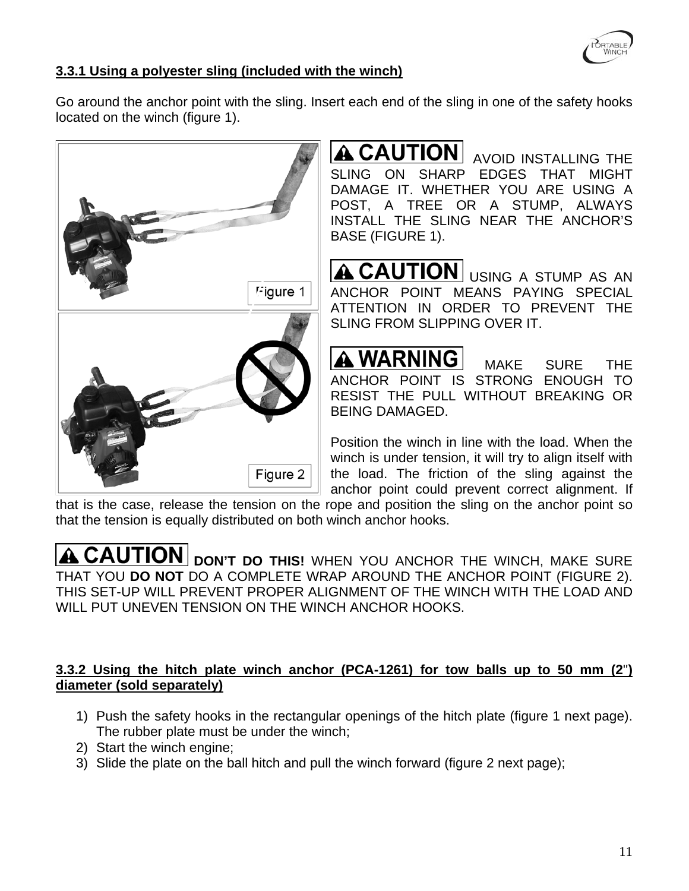### 3.3.1 Using a polyester sling (included with the winch)

Go around the anchor point with the sling. Insert each end of the sling in one of the safety hooks located on the winch (figure 1).

Figure 1

Figure 2

**⚠ CAUTION** AVOID INSTALLING THE SLING ON SHARP EDGES THAT MIGHT DAMAGE IT. WHETHER YOU ARE USING A POST, A TREE OR A STUMP, ALWAYS INSTALL THE SLING NEAR THE ANCHOR'S BASE (FIGURE 1).

**⚠ CAUTION** USING A STUMP AS AN ANCHOR POINT MEANS PAYING SPECIAL ATTENTION IN ORDER TO PREVENT THE SLING FROM SLIPPING OVER IT.

**⚠ WARNING** MAKE SURE THE ANCHOR POINT IS STRONG ENOUGH TO RESIST THE PULL WITHOUT BREAKING OR BEING DAMAGED.

Position the winch in line with the load. When the winch is under tension, it will try to align itself with the load. The friction of the sling against the anchor point could prevent correct alignment. If that is the case, release the tension on the rope and position the sling on the anchor point so that the tension is equally distributed on both winch anchor hooks.

**⚠ CAUTION** **DON'T DO THIS!** WHEN YOU ANCHOR THE WINCH, MAKE SURE THAT YOU **DO NOT** DO A COMPLETE WRAP AROUND THE ANCHOR POINT (FIGURE 2). THIS SET-UP WILL PREVENT PROPER ALIGNMENT OF THE WINCH WITH THE LOAD AND WILL PUT UNEVEN TENSION ON THE WINCH ANCHOR HOOKS.

### 3.3.2 Using the hitch plate winch anchor (PCA-1261) for tow balls up to 50 mm (2") diameter (sold separately)

1) Push the safety hooks in the rectangular openings of the hitch plate (figure 1 next page). The rubber plate must be under the winch;
2) Start the winch engine;
3) Slide the plate on the ball hitch and pull the winch forward (figure 2 next page);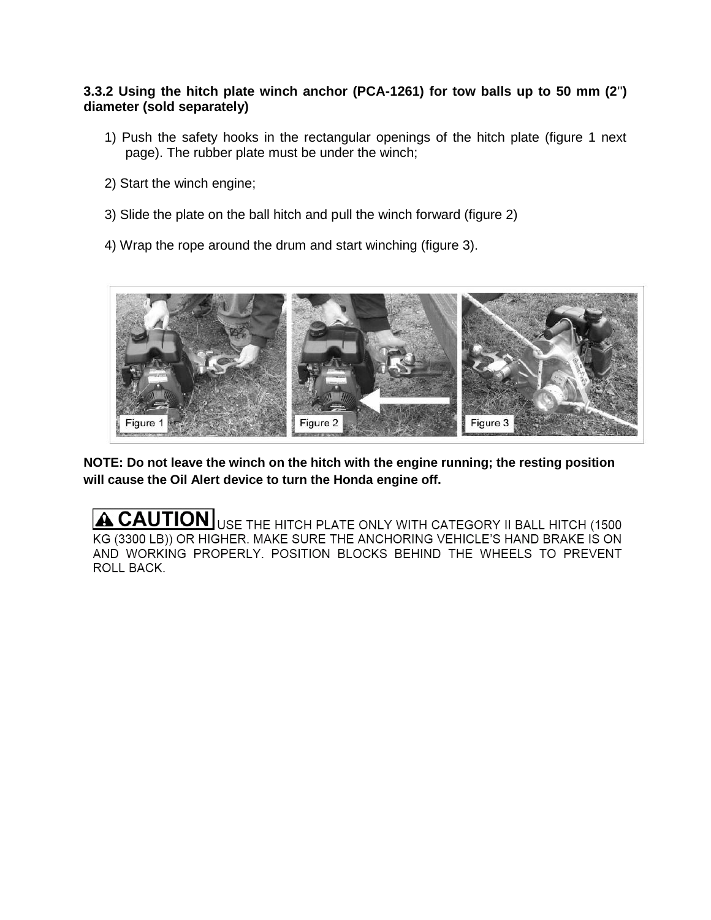### 3.3.2 Using the hitch plate winch anchor (PCA-1261) for tow balls up to 50 mm (2") diameter (sold separately)

1) Push the safety hooks in the rectangular openings of the hitch plate (figure 1 next page). The rubber plate must be under the winch;

2) Start the winch engine;

3) Slide the plate on the ball hitch and pull the winch forward (figure 2)

4) Wrap the rope around the drum and start winching (figure 3).

Figure 1 Figure 2 Figure 3

**NOTE: Do not leave the winch on the hitch with the engine running; the resting position will cause the Oil Alert device to turn the Honda engine off.**

**⚠ CAUTION** USE THE HITCH PLATE ONLY WITH CATEGORY II BALL HITCH (1500 KG (3300 LB)) OR HIGHER. MAKE SURE THE ANCHORING VEHICLE'S HAND BRAKE IS ON AND WORKING PROPERLY. POSITION BLOCKS BEHIND THE WHEELS TO PREVENT ROLL BACK.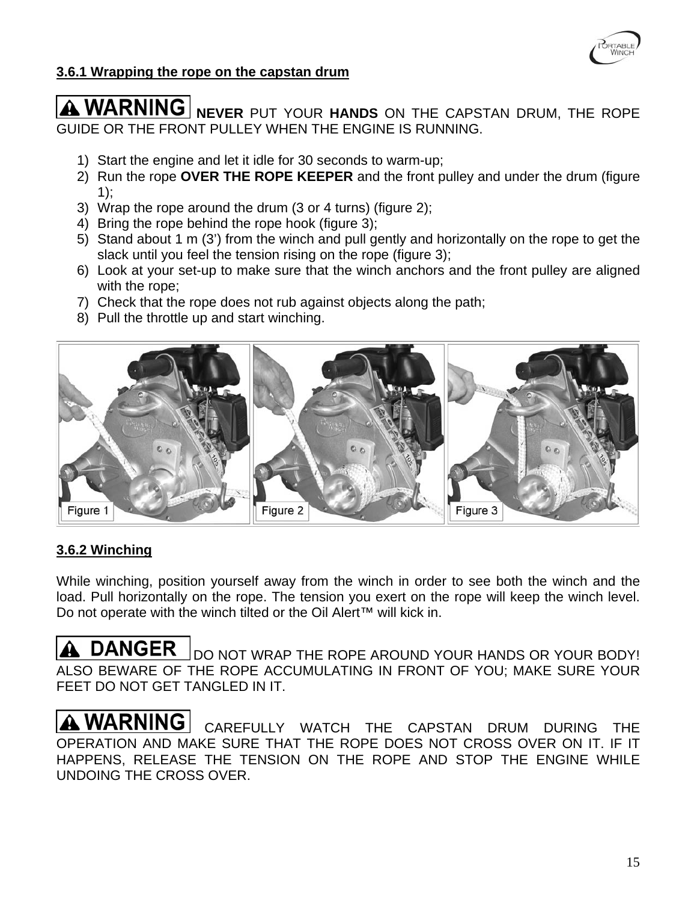### 3.6.1 Wrapping the rope on the capstan drum

**WARNING** **NEVER** PUT YOUR **HANDS** ON THE CAPSTAN DRUM, THE ROPE GUIDE OR THE FRONT PULLEY WHEN THE ENGINE IS RUNNING.

1) Start the engine and let it idle for 30 seconds to warm-up;
2) Run the rope **OVER THE ROPE KEEPER** and the front pulley and under the drum (figure 1);
3) Wrap the rope around the drum (3 or 4 turns) (figure 2);
4) Bring the rope behind the rope hook (figure 3);
5) Stand about 1 m (3') from the winch and pull gently and horizontally on the rope to get the slack until you feel the tension rising on the rope (figure 3);
6) Look at your set-up to make sure that the winch anchors and the front pulley are aligned with the rope;
7) Check that the rope does not rub against objects along the path;
8) Pull the throttle up and start winching.

Figure 1

Figure 2

Figure 3

### 3.6.2 Winching

While winching, position yourself away from the winch in order to see both the winch and the load. Pull horizontally on the rope. The tension you exert on the rope will keep the winch level. Do not operate with the winch tilted or the Oil Alert™ will kick in.

**DANGER** DO NOT WRAP THE ROPE AROUND YOUR HANDS OR YOUR BODY! ALSO BEWARE OF THE ROPE ACCUMULATING IN FRONT OF YOU; MAKE SURE YOUR FEET DO NOT GET TANGLED IN IT.

**WARNING** CAREFULLY WATCH THE CAPSTAN DRUM DURING THE OPERATION AND MAKE SURE THAT THE ROPE DOES NOT CROSS OVER ON IT. IF IT HAPPENS, RELEASE THE TENSION ON THE ROPE AND STOP THE ENGINE WHILE UNDOING THE CROSS OVER.